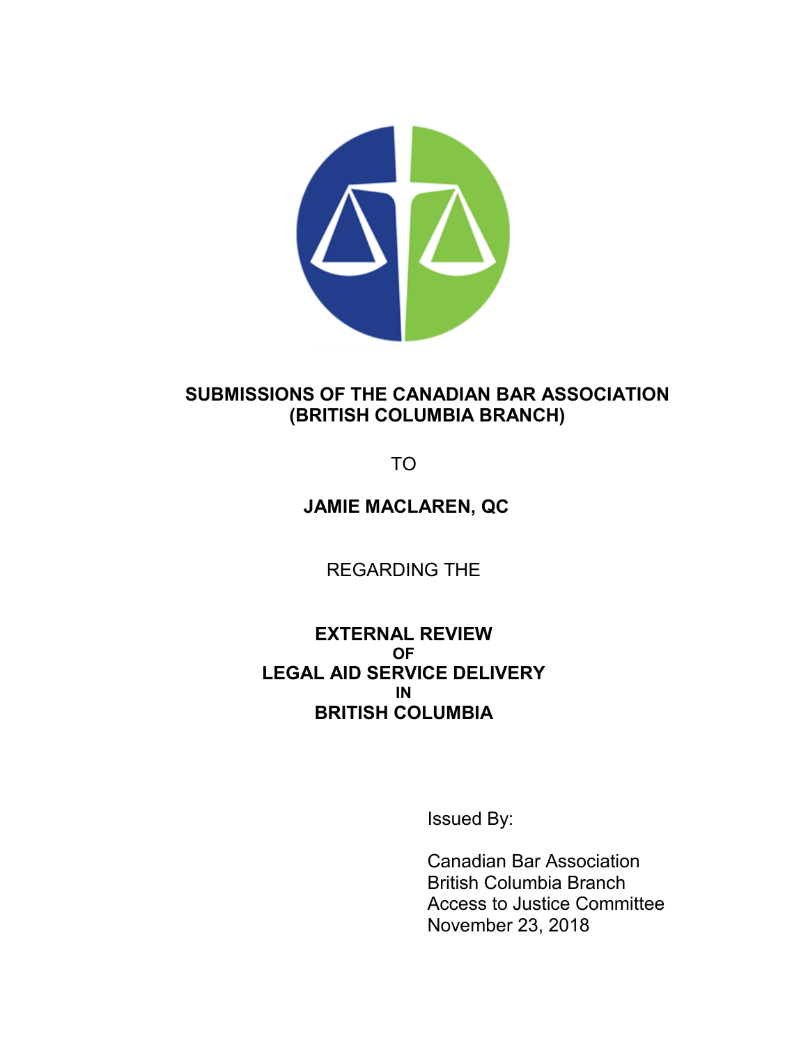# SUBMISSIONS OF THE CANADIAN BAR ASSOCIATION (BRITISH COLUMBIA BRANCH)

TO

**JAMIE MACLAREN, QC**

REGARDING THE

**EXTERNAL REVIEW**
**OF**
**LEGAL AID SERVICE DELIVERY**
**IN**
**BRITISH COLUMBIA**

Issued By:

Canadian Bar Association
British Columbia Branch
Access to Justice Committee
November 23, 2018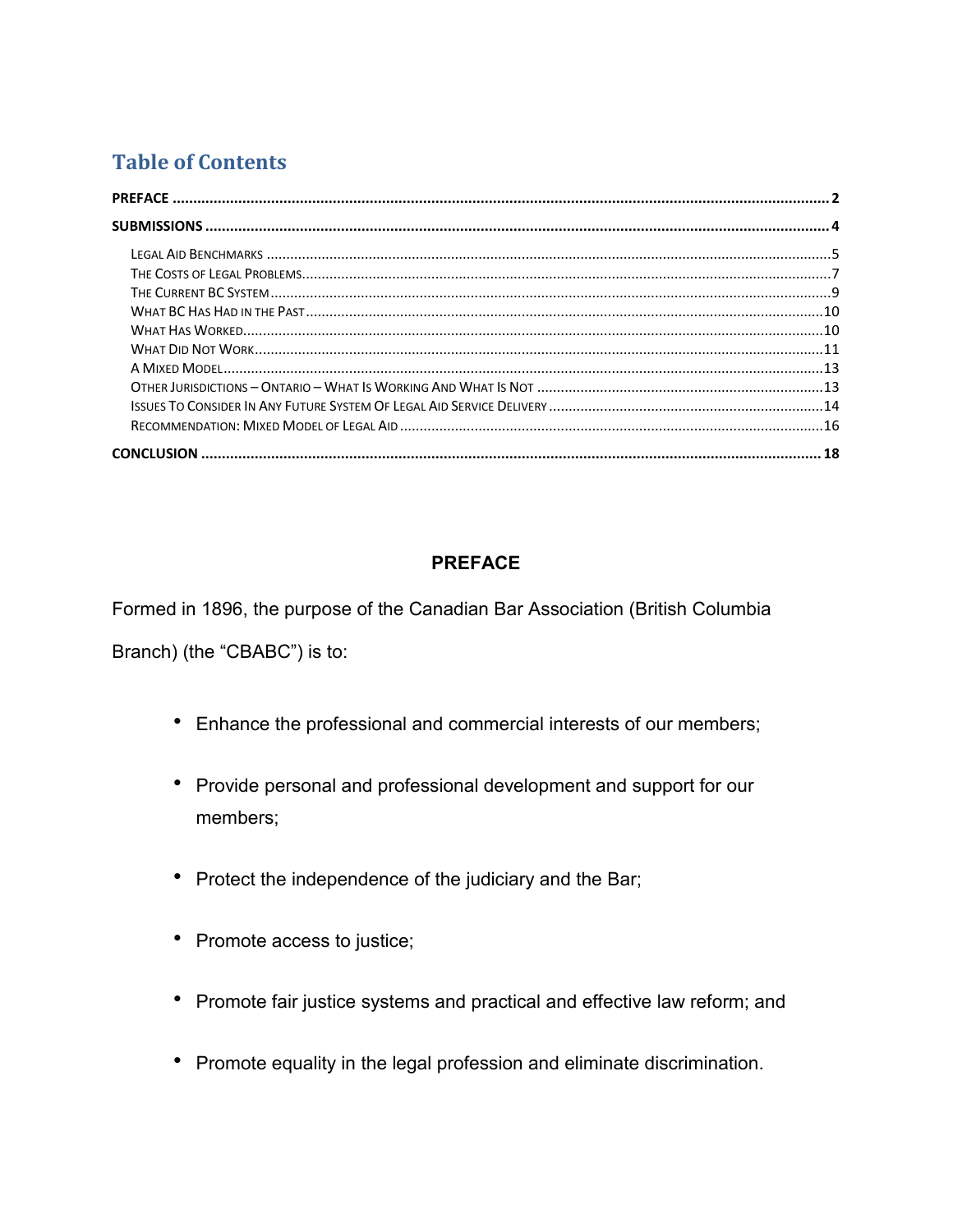## Table of Contents

PREFACE .......... 2

SUBMISSIONS .......... 4

- Legal Aid Benchmarks .......... 5
- The Costs of Legal Problems .......... 7
- The Current BC System .......... 9
- What BC Has Had in the Past .......... 10
- What Has Worked .......... 10
- What Did Not Work .......... 11
- A Mixed Model .......... 13
- Other Jurisdictions – Ontario – What Is Working And What Is Not .......... 13
- Issues To Consider In Any Future System Of Legal Aid Service Delivery .......... 14
- Recommendation: Mixed Model of Legal Aid .......... 16

CONCLUSION .......... 18

## PREFACE

Formed in 1896, the purpose of the Canadian Bar Association (British Columbia Branch) (the "CBABC") is to:

- Enhance the professional and commercial interests of our members;
- Provide personal and professional development and support for our members;
- Protect the independence of the judiciary and the Bar;
- Promote access to justice;
- Promote fair justice systems and practical and effective law reform; and
- Promote equality in the legal profession and eliminate discrimination.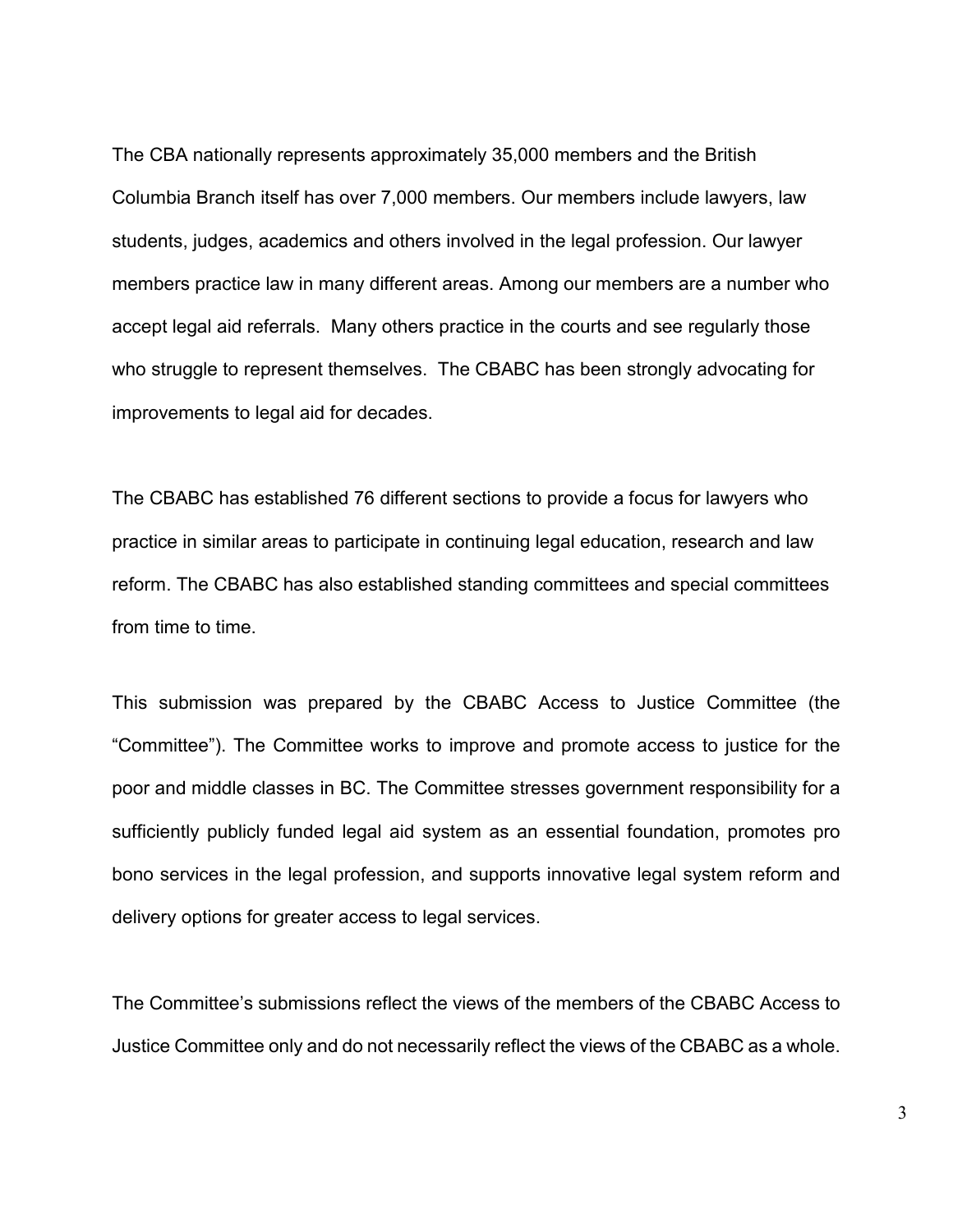The CBA nationally represents approximately 35,000 members and the British Columbia Branch itself has over 7,000 members. Our members include lawyers, law students, judges, academics and others involved in the legal profession. Our lawyer members practice law in many different areas. Among our members are a number who accept legal aid referrals. Many others practice in the courts and see regularly those who struggle to represent themselves. The CBABC has been strongly advocating for improvements to legal aid for decades.

The CBABC has established 76 different sections to provide a focus for lawyers who practice in similar areas to participate in continuing legal education, research and law reform. The CBABC has also established standing committees and special committees from time to time.

This submission was prepared by the CBABC Access to Justice Committee (the "Committee"). The Committee works to improve and promote access to justice for the poor and middle classes in BC. The Committee stresses government responsibility for a sufficiently publicly funded legal aid system as an essential foundation, promotes pro bono services in the legal profession, and supports innovative legal system reform and delivery options for greater access to legal services.

The Committee's submissions reflect the views of the members of the CBABC Access to Justice Committee only and do not necessarily reflect the views of the CBABC as a whole.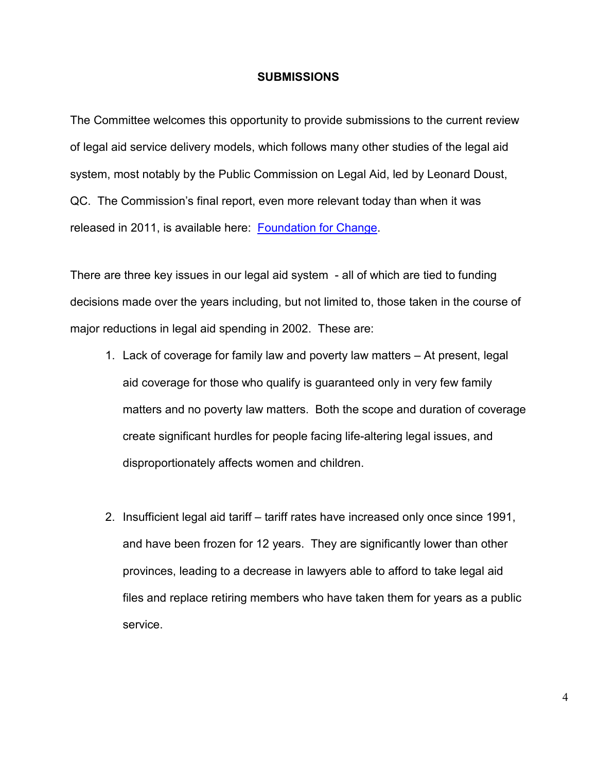## SUBMISSIONS

The Committee welcomes this opportunity to provide submissions to the current review of legal aid service delivery models, which follows many other studies of the legal aid system, most notably by the Public Commission on Legal Aid, led by Leonard Doust, QC. The Commission's final report, even more relevant today than when it was released in 2011, is available here: [Foundation for Change](Foundation for Change).

There are three key issues in our legal aid system - all of which are tied to funding decisions made over the years including, but not limited to, those taken in the course of major reductions in legal aid spending in 2002. These are:

1. Lack of coverage for family law and poverty law matters – At present, legal aid coverage for those who qualify is guaranteed only in very few family matters and no poverty law matters. Both the scope and duration of coverage create significant hurdles for people facing life-altering legal issues, and disproportionately affects women and children.

2. Insufficient legal aid tariff – tariff rates have increased only once since 1991, and have been frozen for 12 years. They are significantly lower than other provinces, leading to a decrease in lawyers able to afford to take legal aid files and replace retiring members who have taken them for years as a public service.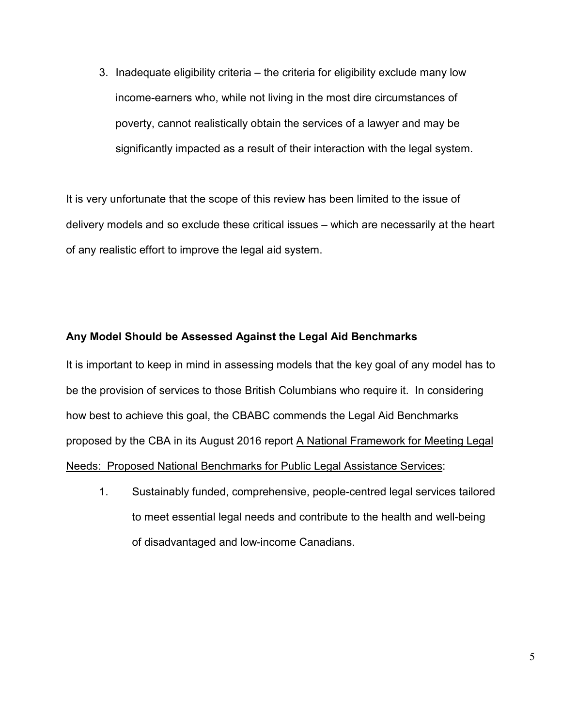3. Inadequate eligibility criteria – the criteria for eligibility exclude many low income-earners who, while not living in the most dire circumstances of poverty, cannot realistically obtain the services of a lawyer and may be significantly impacted as a result of their interaction with the legal system.

It is very unfortunate that the scope of this review has been limited to the issue of delivery models and so exclude these critical issues – which are necessarily at the heart of any realistic effort to improve the legal aid system.

**Any Model Should be Assessed Against the Legal Aid Benchmarks**

It is important to keep in mind in assessing models that the key goal of any model has to be the provision of services to those British Columbians who require it. In considering how best to achieve this goal, the CBABC commends the Legal Aid Benchmarks proposed by the CBA in its August 2016 report <u>A National Framework for Meeting Legal Needs: Proposed National Benchmarks for Public Legal Assistance Services</u>:

1. Sustainably funded, comprehensive, people-centred legal services tailored to meet essential legal needs and contribute to the health and well-being of disadvantaged and low-income Canadians.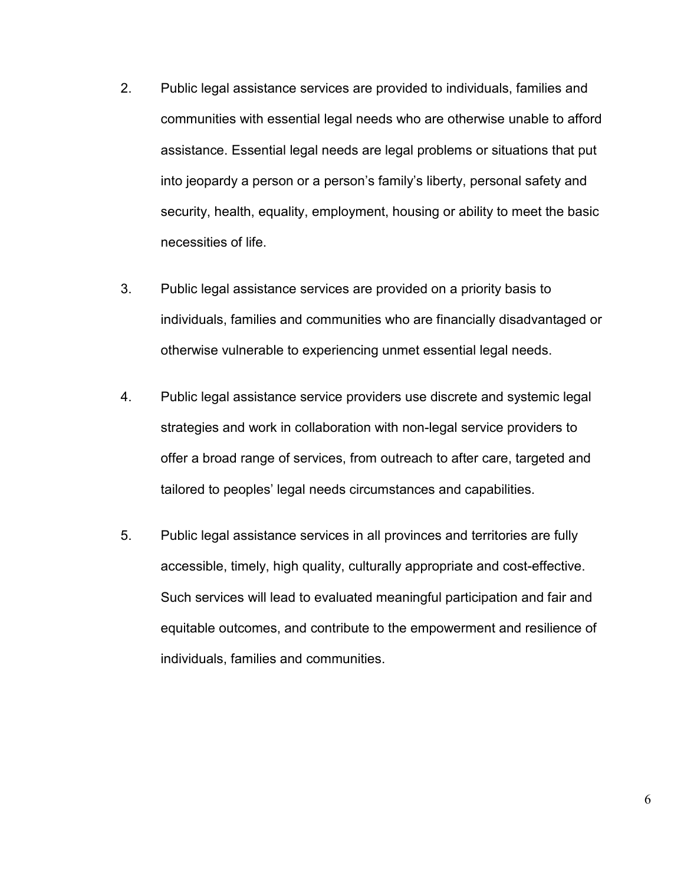2. Public legal assistance services are provided to individuals, families and communities with essential legal needs who are otherwise unable to afford assistance. Essential legal needs are legal problems or situations that put into jeopardy a person or a person's family's liberty, personal safety and security, health, equality, employment, housing or ability to meet the basic necessities of life.

3. Public legal assistance services are provided on a priority basis to individuals, families and communities who are financially disadvantaged or otherwise vulnerable to experiencing unmet essential legal needs.

4. Public legal assistance service providers use discrete and systemic legal strategies and work in collaboration with non-legal service providers to offer a broad range of services, from outreach to after care, targeted and tailored to peoples' legal needs circumstances and capabilities.

5. Public legal assistance services in all provinces and territories are fully accessible, timely, high quality, culturally appropriate and cost-effective. Such services will lead to evaluated meaningful participation and fair and equitable outcomes, and contribute to the empowerment and resilience of individuals, families and communities.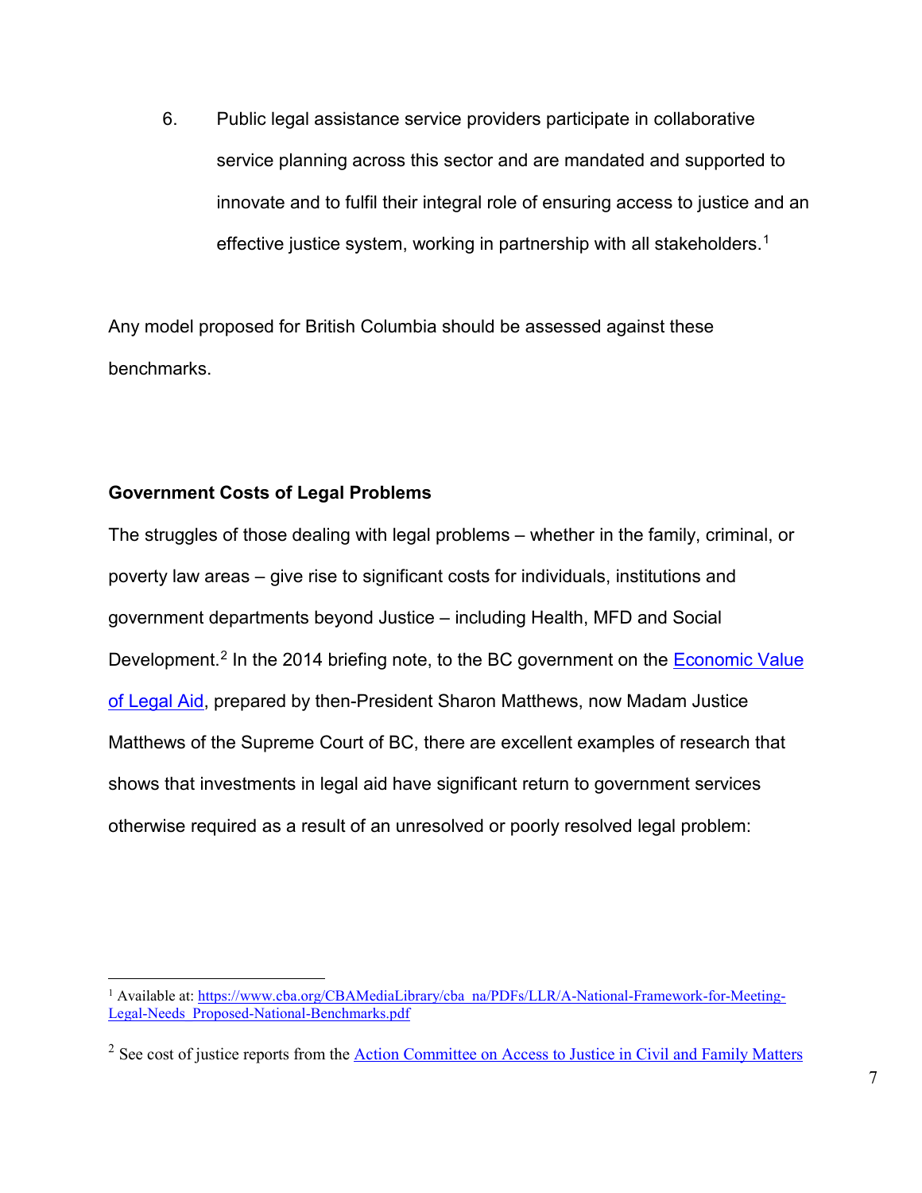6. Public legal assistance service providers participate in collaborative service planning across this sector and are mandated and supported to innovate and to fulfil their integral role of ensuring access to justice and an effective justice system, working in partnership with all stakeholders.[1]

Any model proposed for British Columbia should be assessed against these benchmarks.

**Government Costs of Legal Problems**

The struggles of those dealing with legal problems – whether in the family, criminal, or poverty law areas – give rise to significant costs for individuals, institutions and government departments beyond Justice – including Health, MFD and Social Development.[2] In the 2014 briefing note, to the BC government on the [Economic Value of Legal Aid](), prepared by then-President Sharon Matthews, now Madam Justice Matthews of the Supreme Court of BC, there are excellent examples of research that shows that investments in legal aid have significant return to government services otherwise required as a result of an unresolved or poorly resolved legal problem:

---

[1] Available at: https://www.cba.org/CBAMediaLibrary/cba_na/PDFs/LLR/A-National-Framework-for-Meeting-Legal-Needs_Proposed-National-Benchmarks.pdf

[2] See cost of justice reports from the [Action Committee on Access to Justice in Civil and Family Matters]()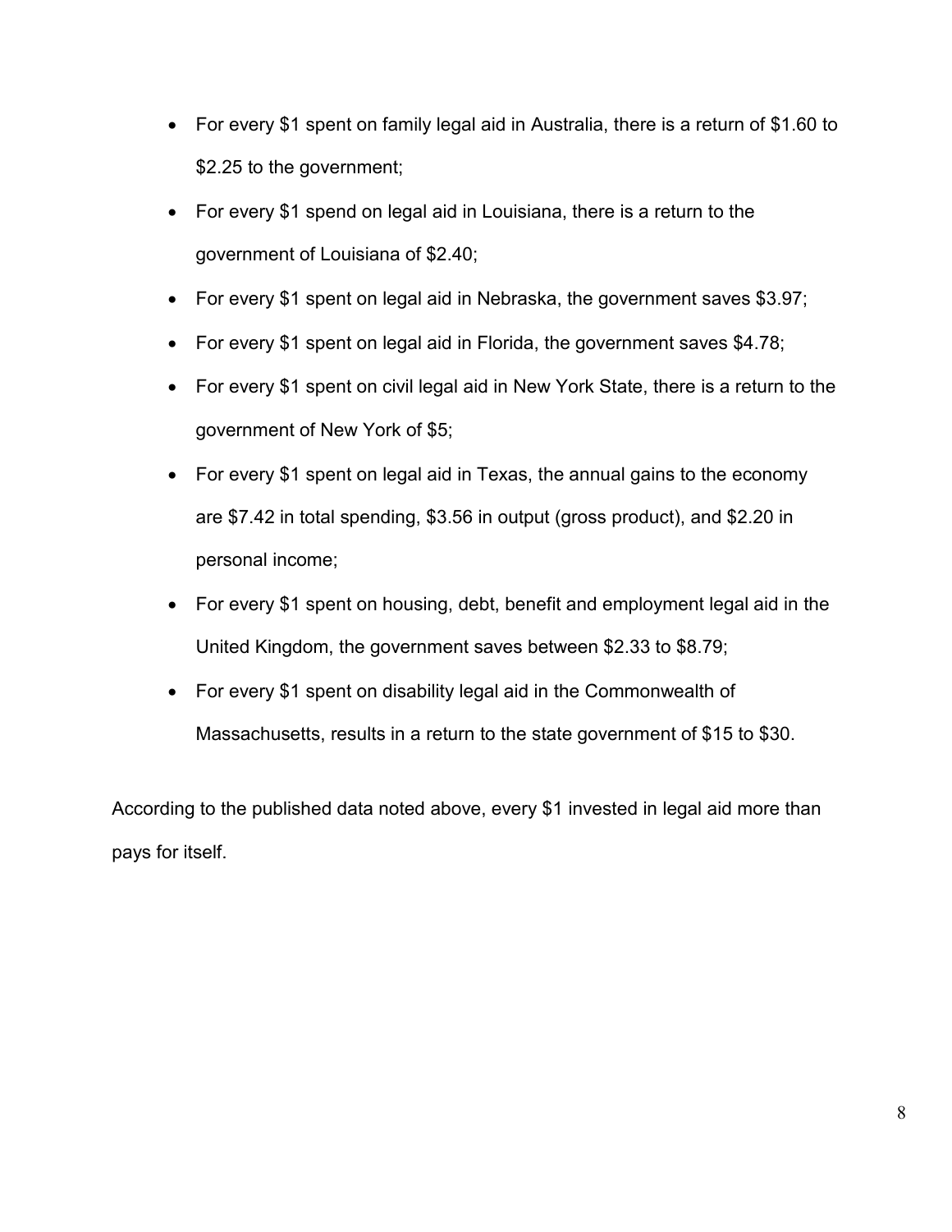- For every $1 spent on family legal aid in Australia, there is a return of $1.60 to $2.25 to the government;
- For every $1 spend on legal aid in Louisiana, there is a return to the government of Louisiana of $2.40;
- For every $1 spent on legal aid in Nebraska, the government saves $3.97;
- For every $1 spent on legal aid in Florida, the government saves $4.78;
- For every $1 spent on civil legal aid in New York State, there is a return to the government of New York of $5;
- For every $1 spent on legal aid in Texas, the annual gains to the economy are $7.42 in total spending, $3.56 in output (gross product), and $2.20 in personal income;
- For every $1 spent on housing, debt, benefit and employment legal aid in the United Kingdom, the government saves between $2.33 to $8.79;
- For every $1 spent on disability legal aid in the Commonwealth of Massachusetts, results in a return to the state government of $15 to $30.

According to the published data noted above, every $1 invested in legal aid more than pays for itself.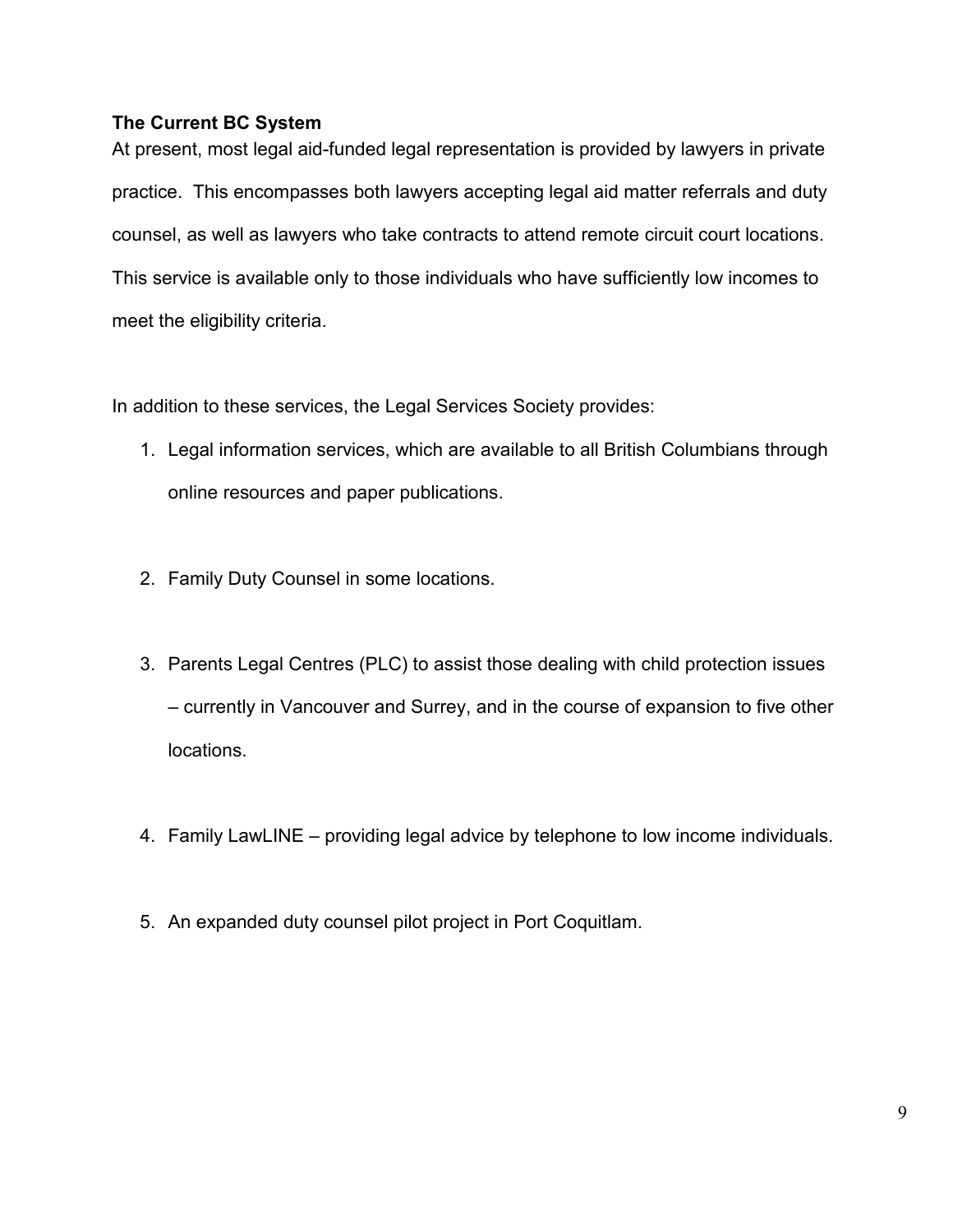**The Current BC System**

At present, most legal aid-funded legal representation is provided by lawyers in private practice. This encompasses both lawyers accepting legal aid matter referrals and duty counsel, as well as lawyers who take contracts to attend remote circuit court locations. This service is available only to those individuals who have sufficiently low incomes to meet the eligibility criteria.

In addition to these services, the Legal Services Society provides:

1. Legal information services, which are available to all British Columbians through online resources and paper publications.

2. Family Duty Counsel in some locations.

3. Parents Legal Centres (PLC) to assist those dealing with child protection issues – currently in Vancouver and Surrey, and in the course of expansion to five other locations.

4. Family LawLINE – providing legal advice by telephone to low income individuals.

5. An expanded duty counsel pilot project in Port Coquitlam.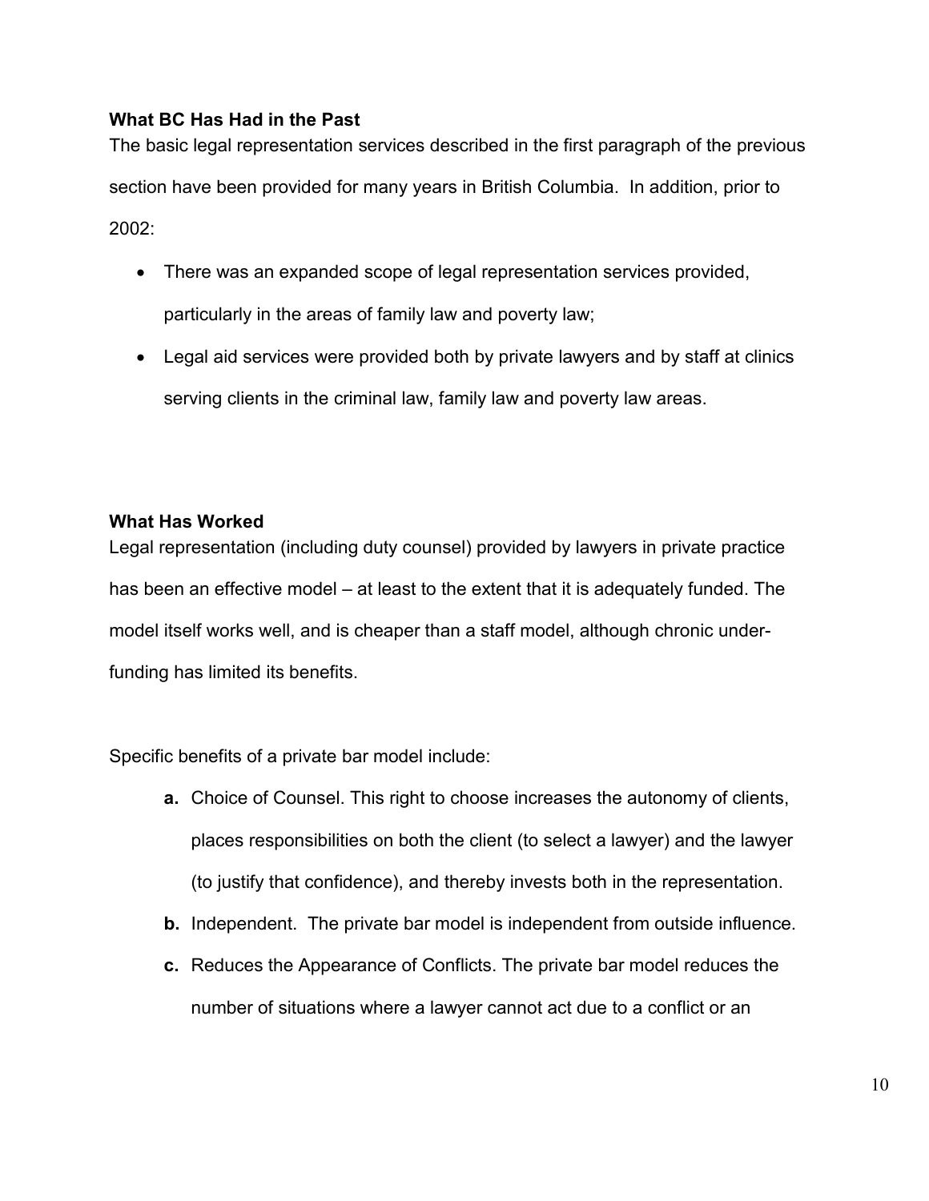**What BC Has Had in the Past**

The basic legal representation services described in the first paragraph of the previous section have been provided for many years in British Columbia. In addition, prior to 2002:

- There was an expanded scope of legal representation services provided, particularly in the areas of family law and poverty law;
- Legal aid services were provided both by private lawyers and by staff at clinics serving clients in the criminal law, family law and poverty law areas.

**What Has Worked**

Legal representation (including duty counsel) provided by lawyers in private practice has been an effective model – at least to the extent that it is adequately funded. The model itself works well, and is cheaper than a staff model, although chronic under-funding has limited its benefits.

Specific benefits of a private bar model include:

**a.** Choice of Counsel. This right to choose increases the autonomy of clients, places responsibilities on both the client (to select a lawyer) and the lawyer (to justify that confidence), and thereby invests both in the representation.

**b.** Independent. The private bar model is independent from outside influence.

**c.** Reduces the Appearance of Conflicts. The private bar model reduces the number of situations where a lawyer cannot act due to a conflict or an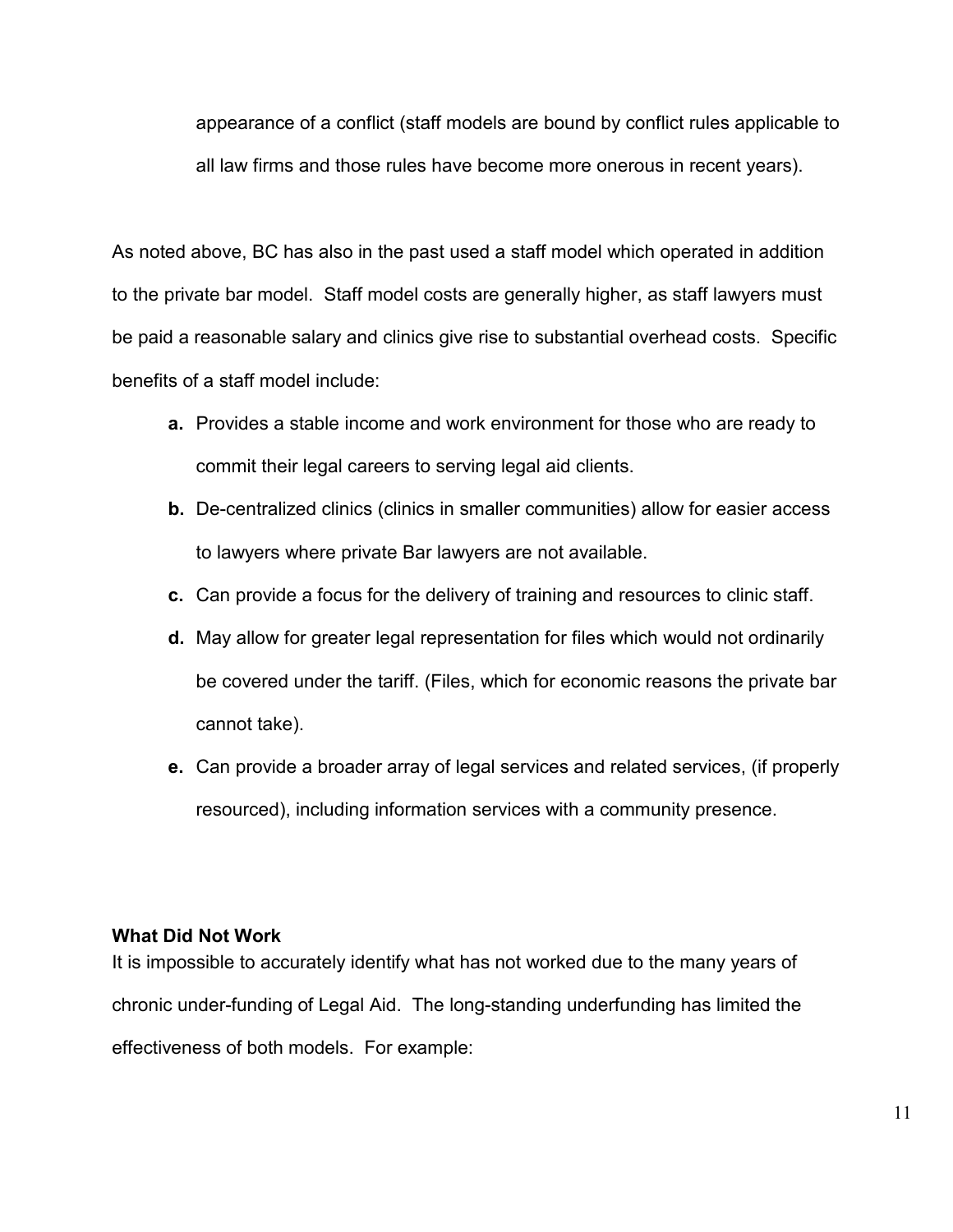appearance of a conflict (staff models are bound by conflict rules applicable to all law firms and those rules have become more onerous in recent years).

As noted above, BC has also in the past used a staff model which operated in addition to the private bar model. Staff model costs are generally higher, as staff lawyers must be paid a reasonable salary and clinics give rise to substantial overhead costs. Specific benefits of a staff model include:

- **a.** Provides a stable income and work environment for those who are ready to commit their legal careers to serving legal aid clients.
- **b.** De-centralized clinics (clinics in smaller communities) allow for easier access to lawyers where private Bar lawyers are not available.
- **c.** Can provide a focus for the delivery of training and resources to clinic staff.
- **d.** May allow for greater legal representation for files which would not ordinarily be covered under the tariff. (Files, which for economic reasons the private bar cannot take).
- **e.** Can provide a broader array of legal services and related services, (if properly resourced), including information services with a community presence.

**What Did Not Work**

It is impossible to accurately identify what has not worked due to the many years of chronic under-funding of Legal Aid. The long-standing underfunding has limited the effectiveness of both models. For example: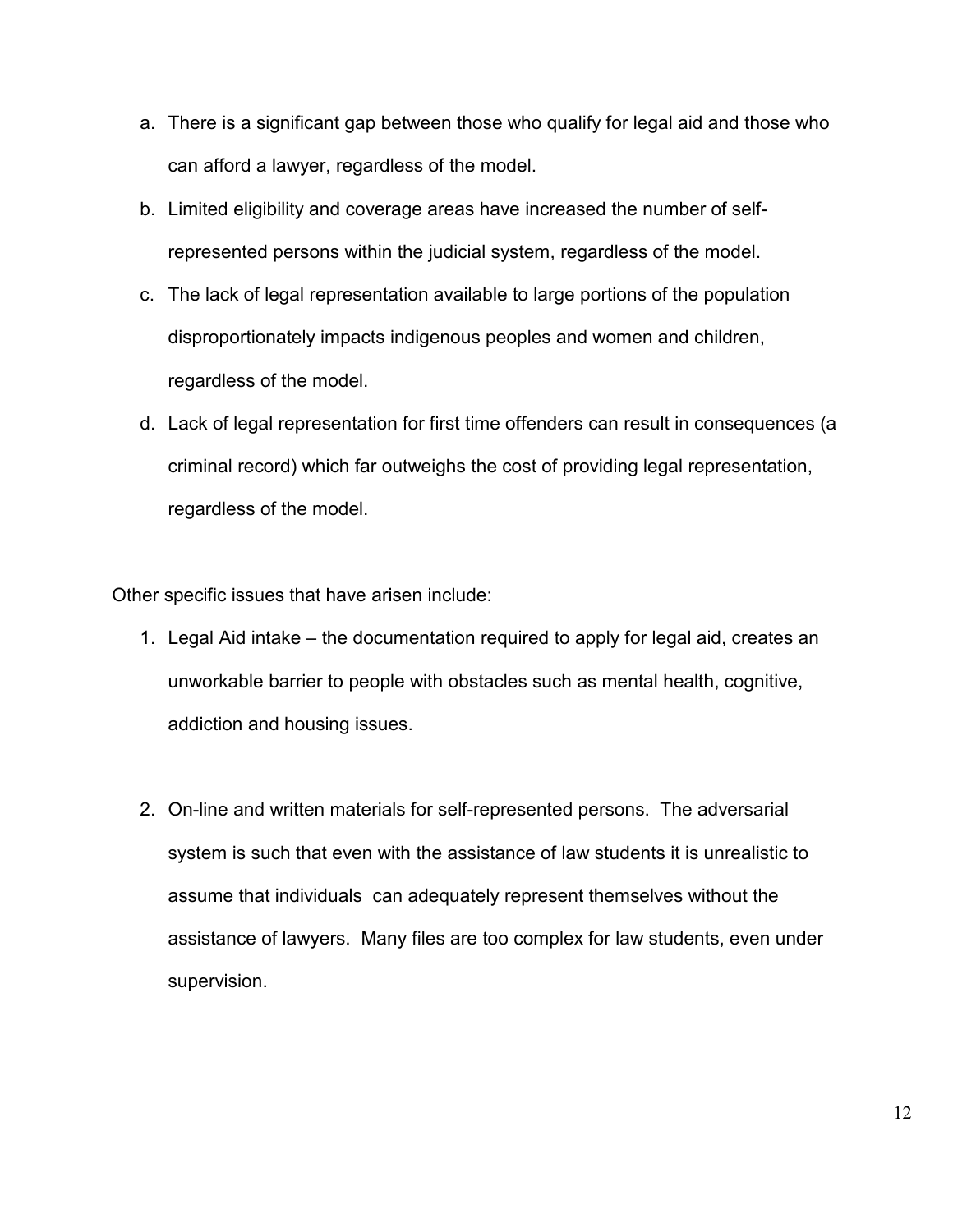a. There is a significant gap between those who qualify for legal aid and those who can afford a lawyer, regardless of the model.
b. Limited eligibility and coverage areas have increased the number of self-represented persons within the judicial system, regardless of the model.
c. The lack of legal representation available to large portions of the population disproportionately impacts indigenous peoples and women and children, regardless of the model.
d. Lack of legal representation for first time offenders can result in consequences (a criminal record) which far outweighs the cost of providing legal representation, regardless of the model.

Other specific issues that have arisen include:

1. Legal Aid intake – the documentation required to apply for legal aid, creates an unworkable barrier to people with obstacles such as mental health, cognitive, addiction and housing issues.

2. On-line and written materials for self-represented persons. The adversarial system is such that even with the assistance of law students it is unrealistic to assume that individuals can adequately represent themselves without the assistance of lawyers. Many files are too complex for law students, even under supervision.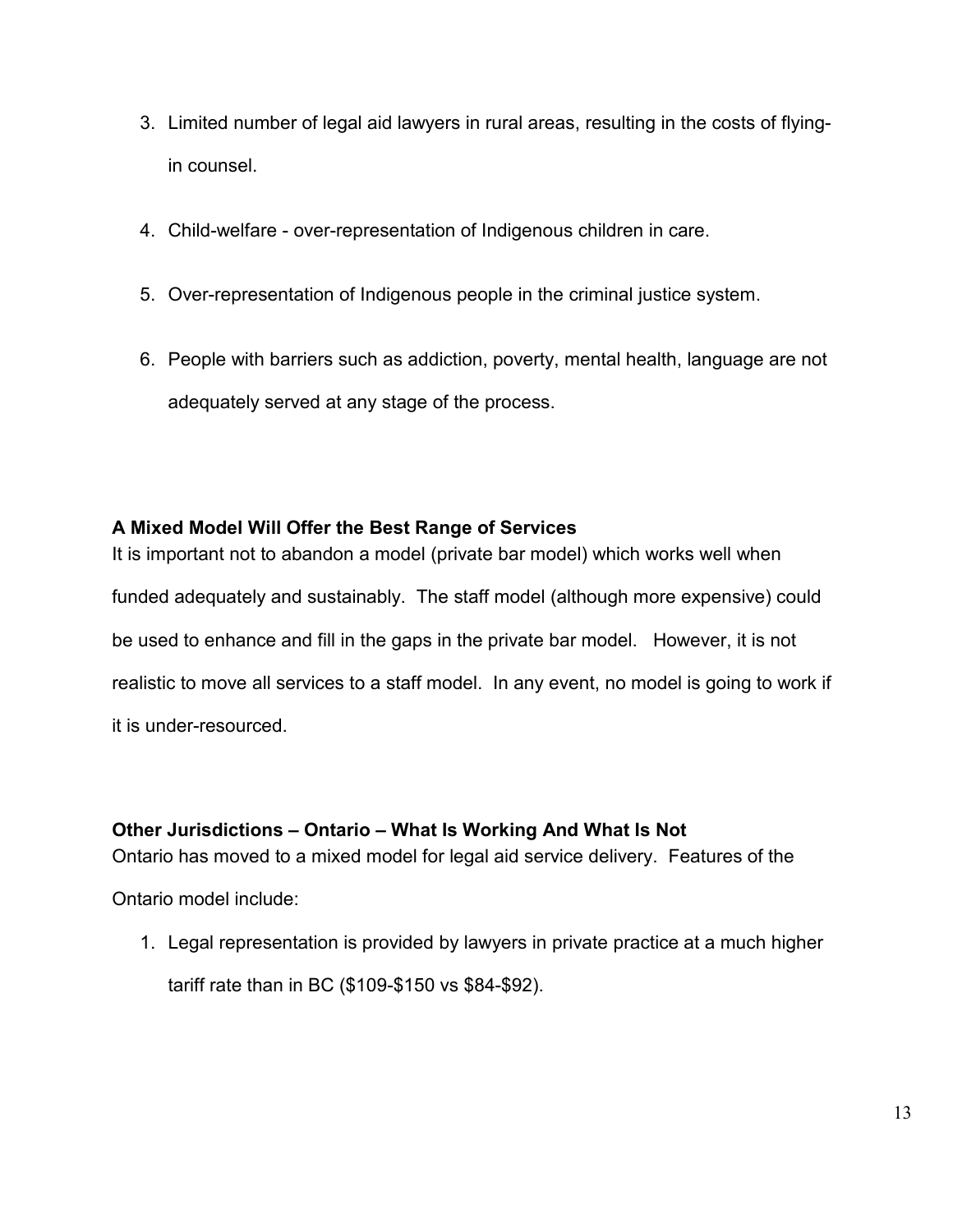3. Limited number of legal aid lawyers in rural areas, resulting in the costs of flying-in counsel.

4. Child-welfare - over-representation of Indigenous children in care.

5. Over-representation of Indigenous people in the criminal justice system.

6. People with barriers such as addiction, poverty, mental health, language are not adequately served at any stage of the process.

**A Mixed Model Will Offer the Best Range of Services**

It is important not to abandon a model (private bar model) which works well when funded adequately and sustainably. The staff model (although more expensive) could be used to enhance and fill in the gaps in the private bar model. However, it is not realistic to move all services to a staff model. In any event, no model is going to work if it is under-resourced.

**Other Jurisdictions – Ontario – What Is Working And What Is Not**

Ontario has moved to a mixed model for legal aid service delivery. Features of the Ontario model include:

1. Legal representation is provided by lawyers in private practice at a much higher tariff rate than in BC ($109-$150 vs $84-$92).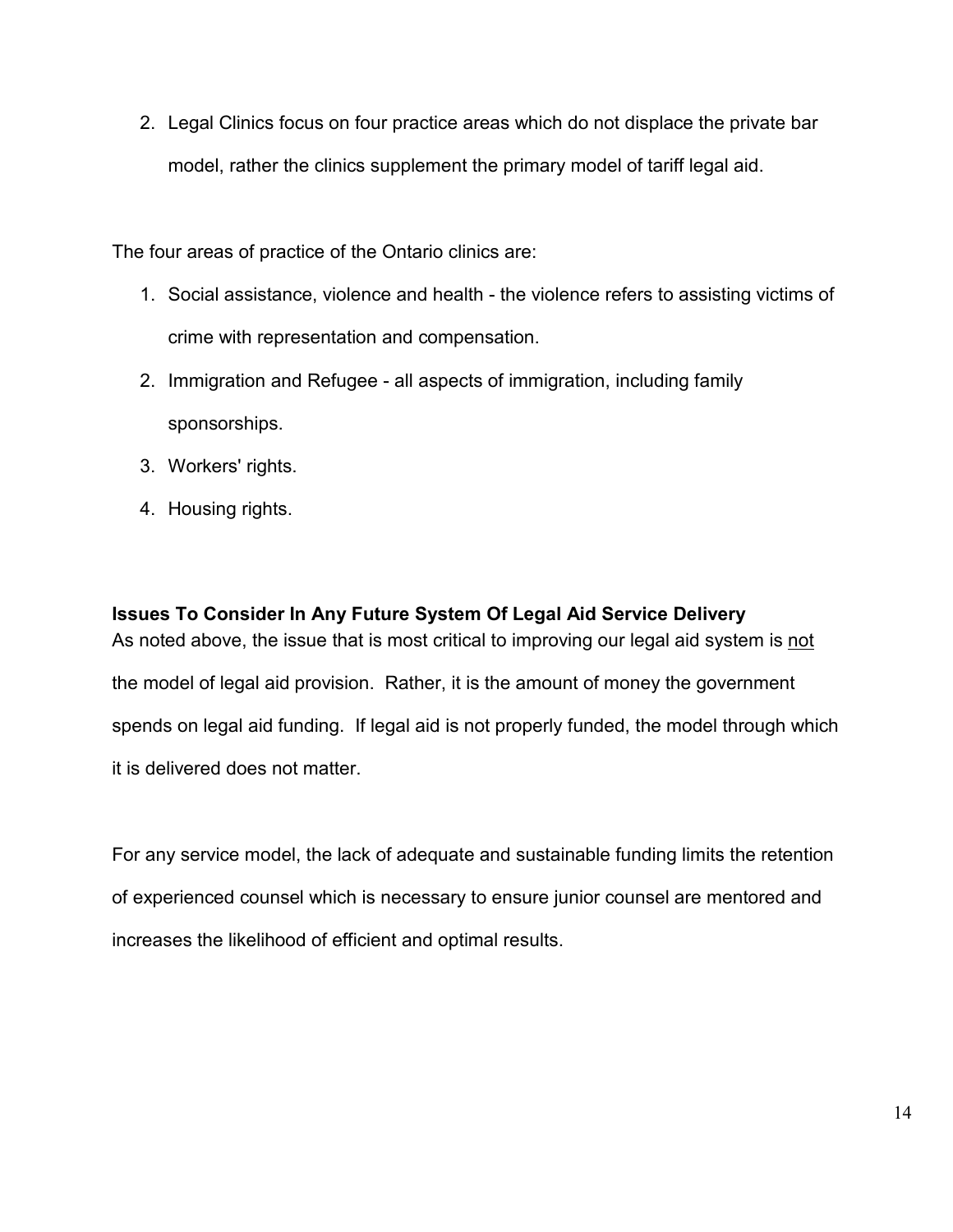2. Legal Clinics focus on four practice areas which do not displace the private bar model, rather the clinics supplement the primary model of tariff legal aid.

The four areas of practice of the Ontario clinics are:

1. Social assistance, violence and health - the violence refers to assisting victims of crime with representation and compensation.
2. Immigration and Refugee - all aspects of immigration, including family sponsorships.
3. Workers' rights.
4. Housing rights.

**Issues To Consider In Any Future System Of Legal Aid Service Delivery**

As noted above, the issue that is most critical to improving our legal aid system is <u>not</u> the model of legal aid provision. Rather, it is the amount of money the government spends on legal aid funding. If legal aid is not properly funded, the model through which it is delivered does not matter.

For any service model, the lack of adequate and sustainable funding limits the retention of experienced counsel which is necessary to ensure junior counsel are mentored and increases the likelihood of efficient and optimal results.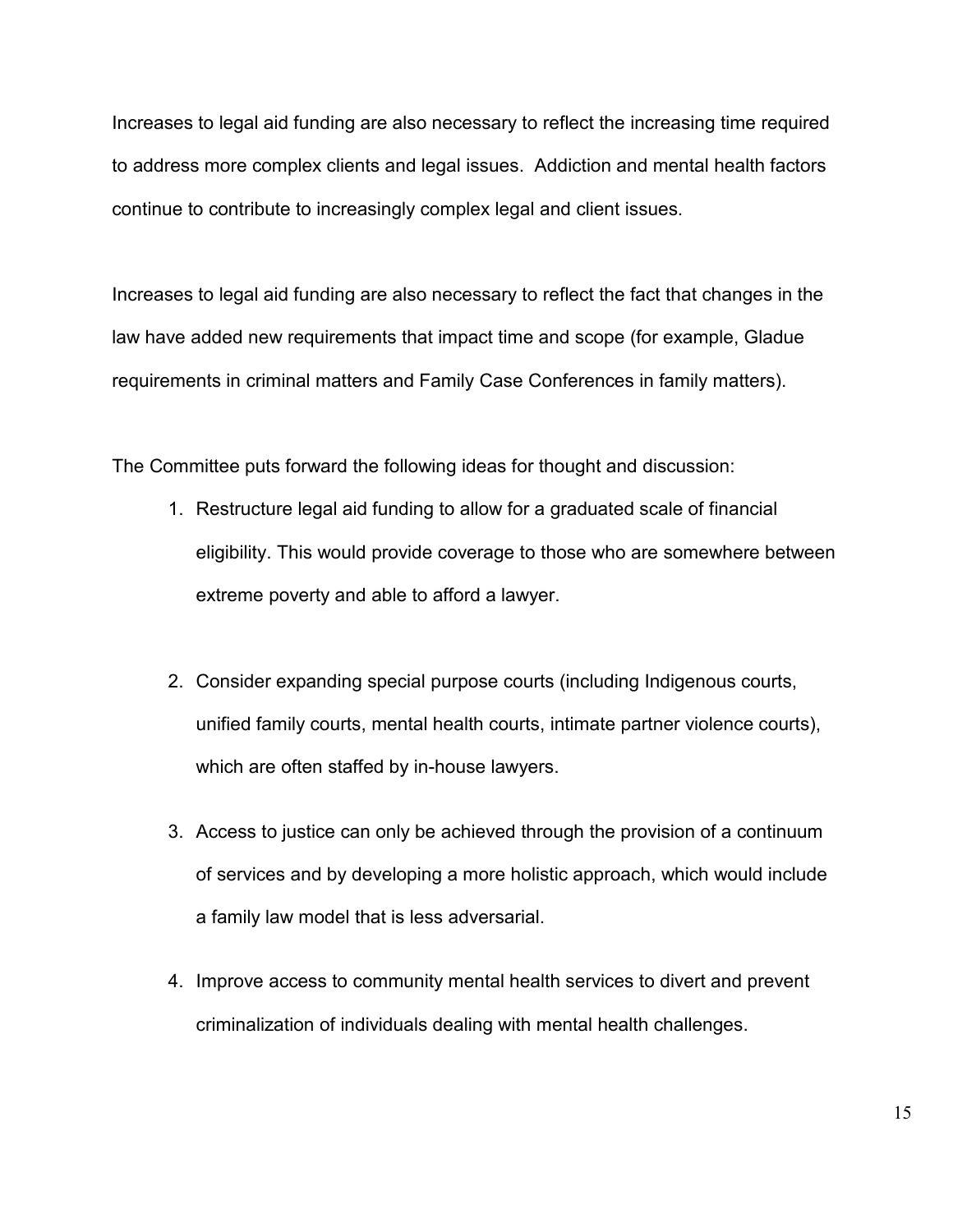Increases to legal aid funding are also necessary to reflect the increasing time required to address more complex clients and legal issues. Addiction and mental health factors continue to contribute to increasingly complex legal and client issues.

Increases to legal aid funding are also necessary to reflect the fact that changes in the law have added new requirements that impact time and scope (for example, Gladue requirements in criminal matters and Family Case Conferences in family matters).

The Committee puts forward the following ideas for thought and discussion:

1. Restructure legal aid funding to allow for a graduated scale of financial eligibility. This would provide coverage to those who are somewhere between extreme poverty and able to afford a lawyer.

2. Consider expanding special purpose courts (including Indigenous courts, unified family courts, mental health courts, intimate partner violence courts), which are often staffed by in-house lawyers.

3. Access to justice can only be achieved through the provision of a continuum of services and by developing a more holistic approach, which would include a family law model that is less adversarial.

4. Improve access to community mental health services to divert and prevent criminalization of individuals dealing with mental health challenges.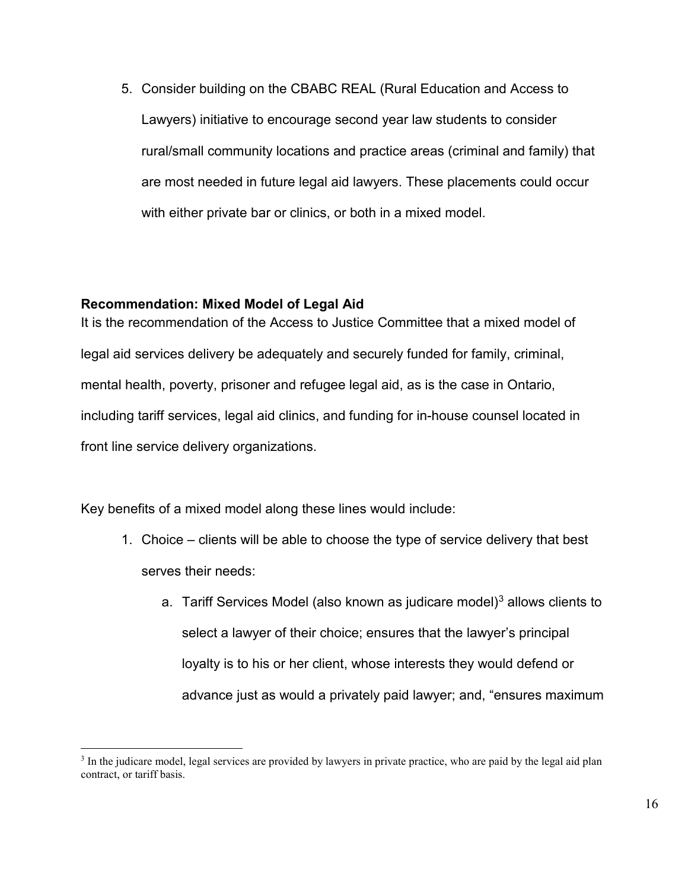5. Consider building on the CBABC REAL (Rural Education and Access to Lawyers) initiative to encourage second year law students to consider rural/small community locations and practice areas (criminal and family) that are most needed in future legal aid lawyers. These placements could occur with either private bar or clinics, or both in a mixed model.

**Recommendation: Mixed Model of Legal Aid**

It is the recommendation of the Access to Justice Committee that a mixed model of legal aid services delivery be adequately and securely funded for family, criminal, mental health, poverty, prisoner and refugee legal aid, as is the case in Ontario, including tariff services, legal aid clinics, and funding for in-house counsel located in front line service delivery organizations.

Key benefits of a mixed model along these lines would include:

1. Choice – clients will be able to choose the type of service delivery that best serves their needs:
    a. Tariff Services Model (also known as judicare model)[3] allows clients to select a lawyer of their choice; ensures that the lawyer's principal loyalty is to his or her client, whose interests they would defend or advance just as would a privately paid lawyer; and, "ensures maximum

[3] In the judicare model, legal services are provided by lawyers in private practice, who are paid by the legal aid plan contract, or tariff basis.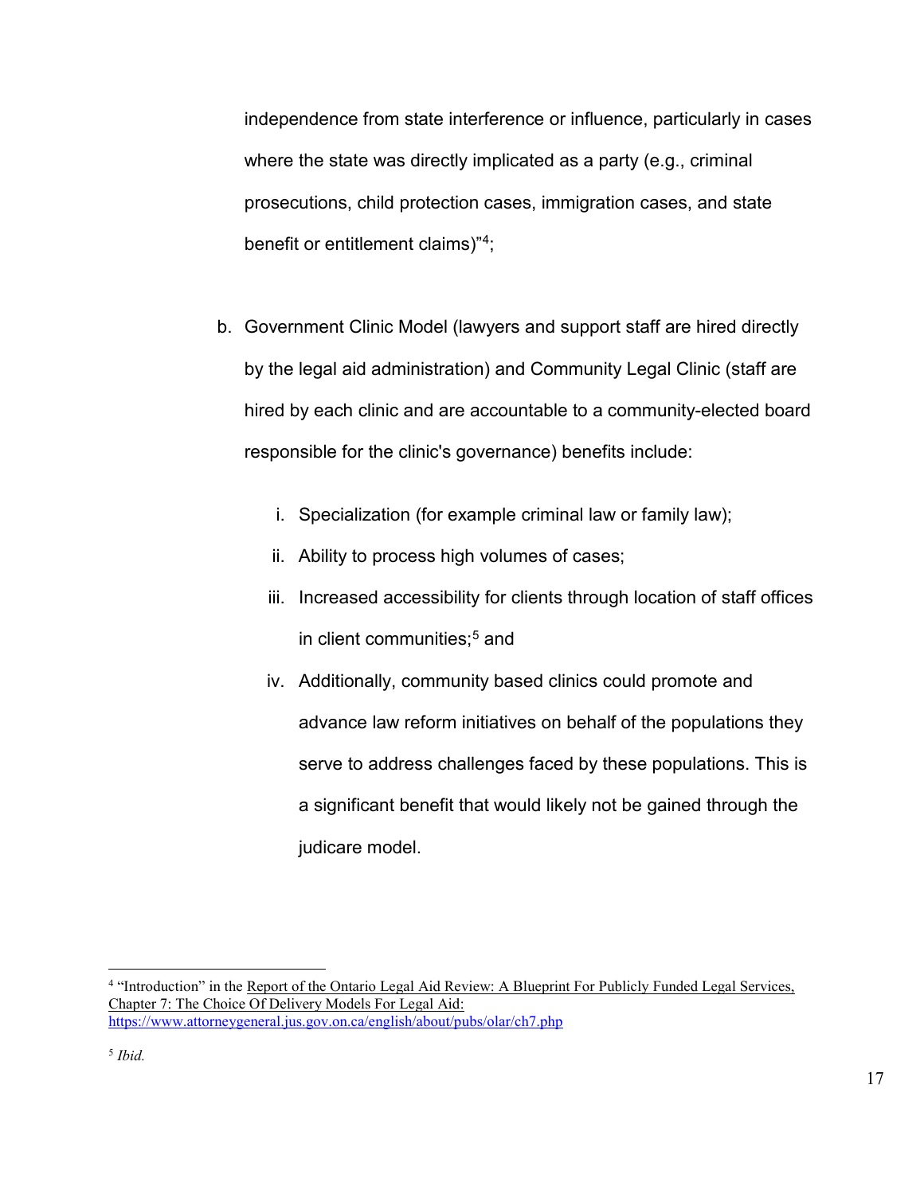independence from state interference or influence, particularly in cases where the state was directly implicated as a party (e.g., criminal prosecutions, child protection cases, immigration cases, and state benefit or entitlement claims)"[4];

b. Government Clinic Model (lawyers and support staff are hired directly by the legal aid administration) and Community Legal Clinic (staff are hired by each clinic and are accountable to a community-elected board responsible for the clinic's governance) benefits include:

   i. Specialization (for example criminal law or family law);

   ii. Ability to process high volumes of cases;

   iii. Increased accessibility for clients through location of staff offices in client communities;[5] and

   iv. Additionally, community based clinics could promote and advance law reform initiatives on behalf of the populations they serve to address challenges faced by these populations. This is a significant benefit that would likely not be gained through the judicare model.

---

[4] "Introduction" in the Report of the Ontario Legal Aid Review: A Blueprint For Publicly Funded Legal Services, Chapter 7: The Choice Of Delivery Models For Legal Aid: https://www.attorneygeneral.jus.gov.on.ca/english/about/pubs/olar/ch7.php

[5] *Ibid.*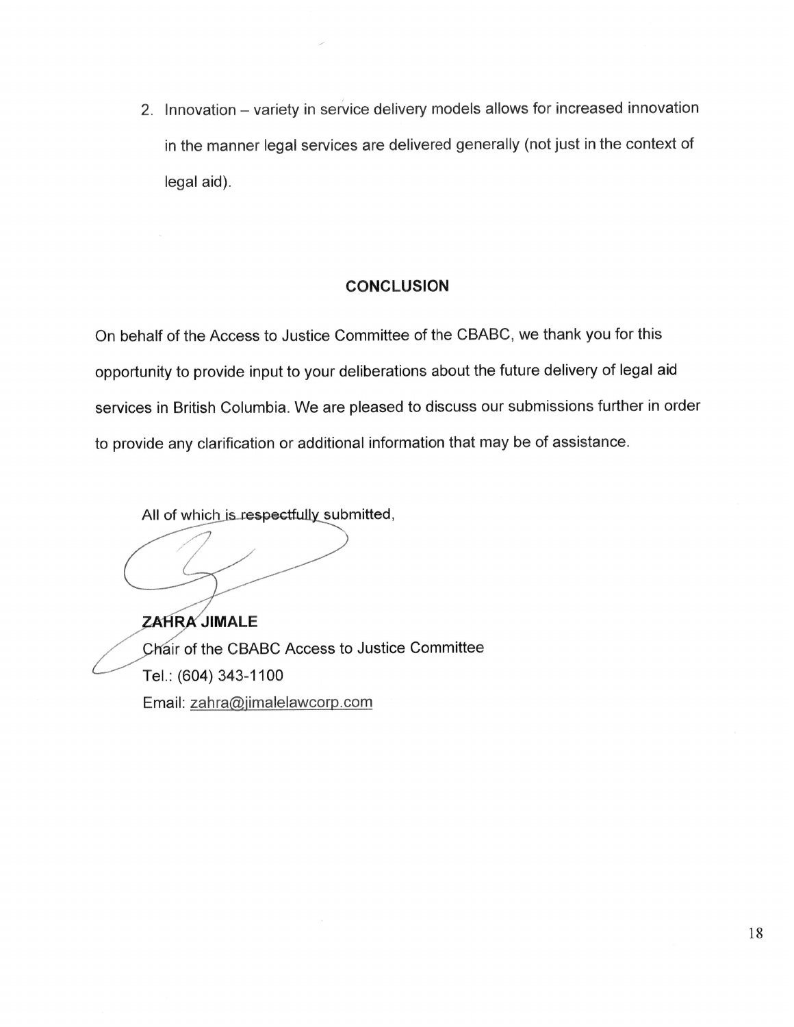2. Innovation – variety in service delivery models allows for increased innovation in the manner legal services are delivered generally (not just in the context of legal aid).

## CONCLUSION

On behalf of the Access to Justice Committee of the CBABC, we thank you for this opportunity to provide input to your deliberations about the future delivery of legal aid services in British Columbia. We are pleased to discuss our submissions further in order to provide any clarification or additional information that may be of assistance.

All of which is respectfully submitted,

**ZAHRA JIMALE**
Chair of the CBABC Access to Justice Committee
Tel.: (604) 343-1100
Email: zahra@jimalelawcorp.com